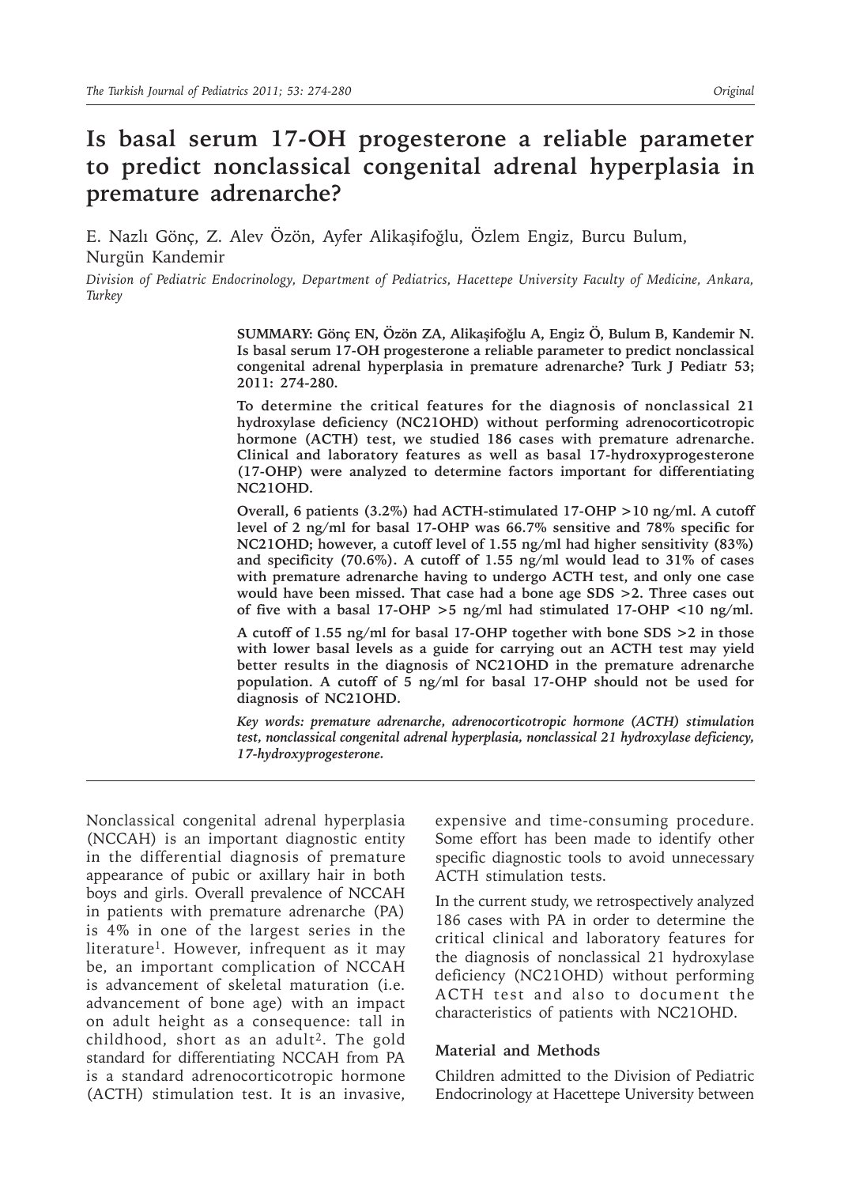# Is basal serum 17-OH progesterone a reliable parameter to predict nonclassical congenital adrenal hyperplasia in premature adrenarche?

E. Nazlı Gönç, Z. Alev Özön, Ayfer Alikaşifoğlu, Özlem Engiz, Burcu Bulum, Nurgün Kandemir

*Division of Pediatric Endocrinology, Department of Pediatrics, Hacettepe University Faculty of Medicine, Ankara, Turkey*

**SUMMARY: Gönç EN, Özön ZA, Alikaşifoğlu A, Engiz Ö, Bulum B, Kandemir N. Is basal serum 17-OH progesterone a reliable parameter to predict nonclassical congenital adrenal hyperplasia in premature adrenarche? Turk J Pediatr 53; 2011: 274-280.**

**To determine the critical features for the diagnosis of nonclassical 21 hydroxylase deficiency (NC21OHD) without performing adrenocorticotropic hormone (ACTH) test, we studied 186 cases with premature adrenarche. Clinical and laboratory features as well as basal 17-hydroxyprogesterone (17-OHP) were analyzed to determine factors important for differentiating NC21OHD.**

**Overall, 6 patients (3.2%) had ACTH-stimulated 17-OHP >10 ng/ml. A cutoff level of 2 ng/ml for basal 17-OHP was 66.7% sensitive and 78% specific for NC21OHD; however, a cutoff level of 1.55 ng/ml had higher sensitivity (83%) and specificity (70.6%). A cutoff of 1.55 ng/ml would lead to 31% of cases with premature adrenarche having to undergo ACTH test, and only one case would have been missed. That case had a bone age SDS >2. Three cases out of five with a basal 17-OHP >5 ng/ml had stimulated 17-OHP <10 ng/ml.**

**A cutoff of 1.55 ng/ml for basal 17-OHP together with bone SDS >2 in those with lower basal levels as a guide for carrying out an ACTH test may yield better results in the diagnosis of NC21OHD in the premature adrenarche population. A cutoff of 5 ng/ml for basal 17-OHP should not be used for diagnosis of NC21OHD.**

***Key words: premature adrenarche, adrenocorticotropic hormone (ACTH) stimulation test, nonclassical congenital adrenal hyperplasia, nonclassical 21 hydroxylase deficiency, 17-hydroxyprogesterone.***

---

Nonclassical congenital adrenal hyperplasia (NCCAH) is an important diagnostic entity in the differential diagnosis of premature appearance of pubic or axillary hair in both boys and girls. Overall prevalence of NCCAH in patients with premature adrenarche (PA) is 4% in one of the largest series in the literature[1]. However, infrequent as it may be, an important complication of NCCAH is advancement of skeletal maturation (i.e. advancement of bone age) with an impact on adult height as a consequence: tall in childhood, short as an adult[2]. The gold standard for differentiating NCCAH from PA is a standard adrenocorticotropic hormone (ACTH) stimulation test. It is an invasive, expensive and time-consuming procedure. Some effort has been made to identify other specific diagnostic tools to avoid unnecessary ACTH stimulation tests.

In the current study, we retrospectively analyzed 186 cases with PA in order to determine the critical clinical and laboratory features for the diagnosis of nonclassical 21 hydroxylase deficiency (NC21OHD) without performing ACTH test and also to document the characteristics of patients with NC21OHD.

## Material and Methods

Children admitted to the Division of Pediatric Endocrinology at Hacettepe University between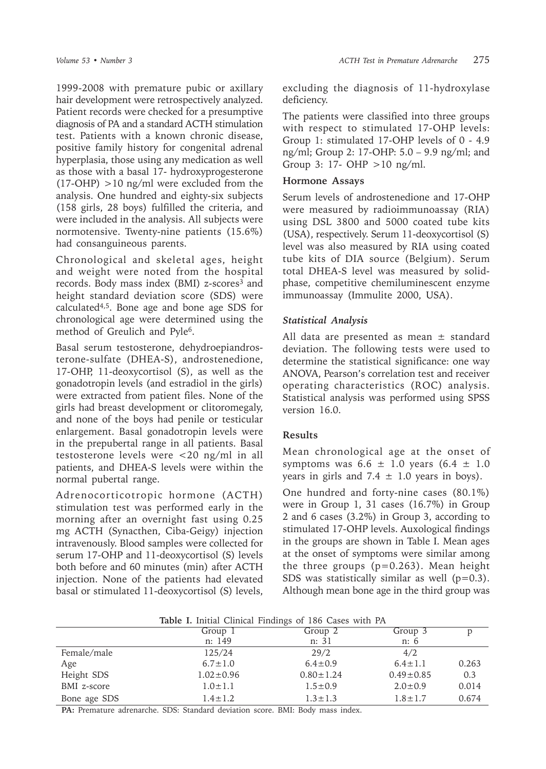1999-2008 with premature pubic or axillary hair development were retrospectively analyzed. Patient records were checked for a presumptive diagnosis of PA and a standard ACTH stimulation test. Patients with a known chronic disease, positive family history for congenital adrenal hyperplasia, those using any medication as well as those with a basal 17- hydroxyprogesterone (17-OHP) >10 ng/ml were excluded from the analysis. One hundred and eighty-six subjects (158 girls, 28 boys) fulfilled the criteria, and were included in the analysis. All subjects were normotensive. Twenty-nine patients (15.6%) had consanguineous parents.

Chronological and skeletal ages, height and weight were noted from the hospital records. Body mass index (BMI) z-scores[3] and height standard deviation score (SDS) were calculated[4,5]. Bone age and bone age SDS for chronological age were determined using the method of Greulich and Pyle[6].

Basal serum testosterone, dehydroepiandrosterone-sulfate (DHEA-S), androstenedione, 17-OHP, 11-deoxycortisol (S), as well as the gonadotropin levels (and estradiol in the girls) were extracted from patient files. None of the girls had breast development or clitoromegaly, and none of the boys had penile or testicular enlargement. Basal gonadotropin levels were in the prepubertal range in all patients. Basal testosterone levels were <20 ng/ml in all patients, and DHEA-S levels were within the normal pubertal range.

Adrenocorticotropic hormone (ACTH) stimulation test was performed early in the morning after an overnight fast using 0.25 mg ACTH (Synacthen, Ciba-Geigy) injection intravenously. Blood samples were collected for serum 17-OHP and 11-deoxycortisol (S) levels both before and 60 minutes (min) after ACTH injection. None of the patients had elevated basal or stimulated 11-deoxycortisol (S) levels, excluding the diagnosis of 11-hydroxylase deficiency.

The patients were classified into three groups with respect to stimulated 17-OHP levels: Group 1: stimulated 17-OHP levels of 0 - 4.9 ng/ml; Group 2: 17-OHP: 5.0 – 9.9 ng/ml; and Group 3: 17- OHP >10 ng/ml.

### Hormone Assays

Serum levels of androstenedione and 17-OHP were measured by radioimmunoassay (RIA) using DSL 3800 and 5000 coated tube kits (USA), respectively. Serum 11-deoxycortisol (S) level was also measured by RIA using coated tube kits of DIA source (Belgium). Serum total DHEA-S level was measured by solid-phase, competitive chemiluminescent enzyme immunoassay (Immulite 2000, USA).

### *Statistical Analysis*

All data are presented as mean ± standard deviation. The following tests were used to determine the statistical significance: one way ANOVA, Pearson's correlation test and receiver operating characteristics (ROC) analysis. Statistical analysis was performed using SPSS version 16.0.

## Results

Mean chronological age at the onset of symptoms was 6.6 ± 1.0 years (6.4 ± 1.0 years in girls and 7.4 ± 1.0 years in boys).

One hundred and forty-nine cases (80.1%) were in Group 1, 31 cases (16.7%) in Group 2 and 6 cases (3.2%) in Group 3, according to stimulated 17-OHP levels. Auxological findings in the groups are shown in Table I. Mean ages at the onset of symptoms were similar among the three groups (p=0.263). Mean height SDS was statistically similar as well (p=0.3). Although mean bone age in the third group was

**Table I.** Initial Clinical Findings of 186 Cases with PA

| | Group 1 n: 149 | Group 2 n: 31 | Group 3 n: 6 | p |
|---|---|---|---|---|
| Female/male | 125/24 | 29/2 | 4/2 | |
| Age | 6.7±1.0 | 6.4±0.9 | 6.4±1.1 | 0.263 |
| Height SDS | 1.02±0.96 | 0.80±1.24 | 0.49±0.85 | 0.3 |
| BMI z-score | 1.0±1.1 | 1.5±0.9 | 2.0±0.9 | 0.014 |
| Bone age SDS | 1.4±1.2 | 1.3±1.3 | 1.8±1.7 | 0.674 |

**PA:** Premature adrenarche. SDS: Standard deviation score. BMI: Body mass index.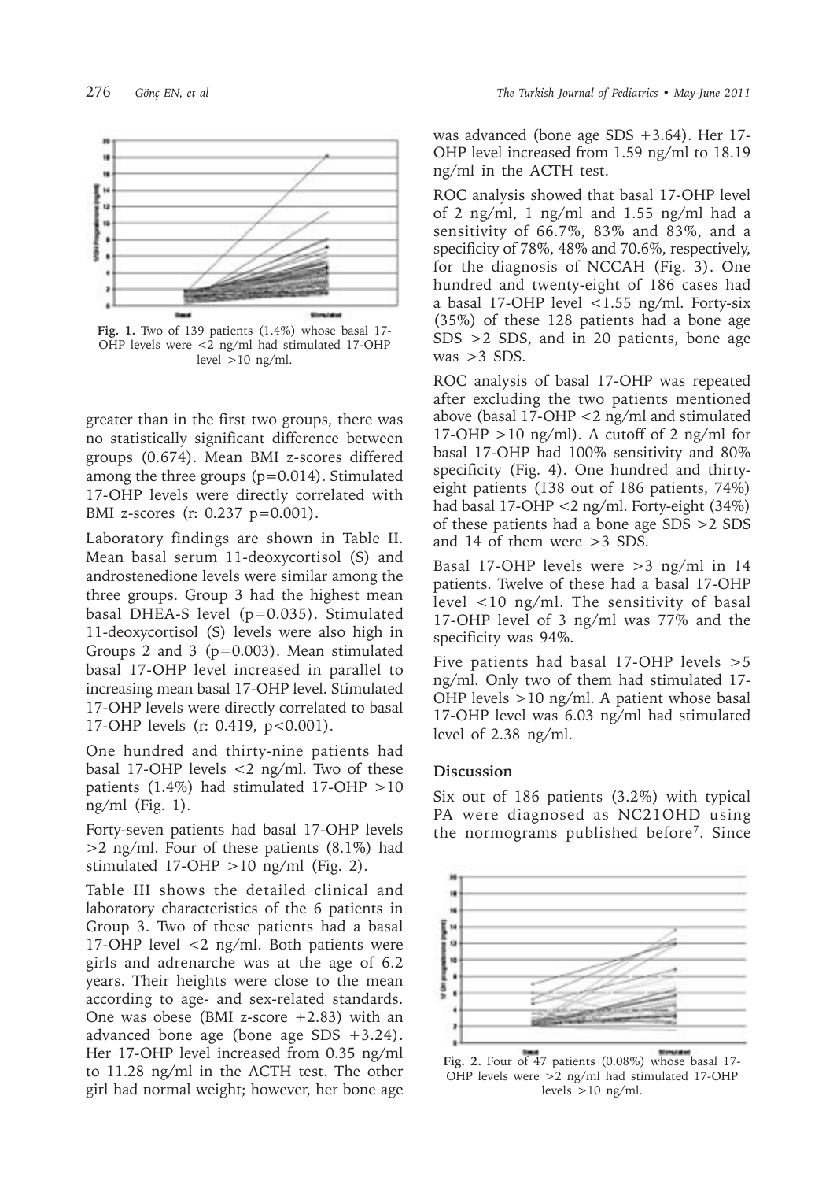![](figure)

**Fig. 1.** Two of 139 patients (1.4%) whose basal 17-OHP levels were <2 ng/ml had stimulated 17-OHP level >10 ng/ml.

greater than in the first two groups, there was no statistically significant difference between groups (0.674). Mean BMI z-scores differed among the three groups (p=0.014). Stimulated 17-OHP levels were directly correlated with BMI z-scores (r: 0.237 p=0.001).

Laboratory findings are shown in Table II. Mean basal serum 11-deoxycortisol (S) and androstenedione levels were similar among the three groups. Group 3 had the highest mean basal DHEA-S level (p=0.035). Stimulated 11-deoxycortisol (S) levels were also high in Groups 2 and 3 (p=0.003). Mean stimulated basal 17-OHP level increased in parallel to increasing mean basal 17-OHP level. Stimulated 17-OHP levels were directly correlated to basal 17-OHP levels (r: 0.419, p<0.001).

One hundred and thirty-nine patients had basal 17-OHP levels <2 ng/ml. Two of these patients (1.4%) had stimulated 17-OHP >10 ng/ml (Fig. 1).

Forty-seven patients had basal 17-OHP levels >2 ng/ml. Four of these patients (8.1%) had stimulated 17-OHP >10 ng/ml (Fig. 2).

Table III shows the detailed clinical and laboratory characteristics of the 6 patients in Group 3. Two of these patients had a basal 17-OHP level <2 ng/ml. Both patients were girls and adrenarche was at the age of 6.2 years. Their heights were close to the mean according to age- and sex-related standards. One was obese (BMI z-score +2.83) with an advanced bone age (bone age SDS +3.24). Her 17-OHP level increased from 0.35 ng/ml to 11.28 ng/ml in the ACTH test. The other girl had normal weight; however, her bone age was advanced (bone age SDS +3.64). Her 17-OHP level increased from 1.59 ng/ml to 18.19 ng/ml in the ACTH test.

ROC analysis showed that basal 17-OHP level of 2 ng/ml, 1 ng/ml and 1.55 ng/ml had a sensitivity of 66.7%, 83% and 83%, and a specificity of 78%, 48% and 70.6%, respectively, for the diagnosis of NCCAH (Fig. 3). One hundred and twenty-eight of 186 cases had a basal 17-OHP level <1.55 ng/ml. Forty-six (35%) of these 128 patients had a bone age SDS >2 SDS, and in 20 patients, bone age was >3 SDS.

ROC analysis of basal 17-OHP was repeated after excluding the two patients mentioned above (basal 17-OHP <2 ng/ml and stimulated 17-OHP >10 ng/ml). A cutoff of 2 ng/ml for basal 17-OHP had 100% sensitivity and 80% specificity (Fig. 4). One hundred and thirty-eight patients (138 out of 186 patients, 74%) had basal 17-OHP <2 ng/ml. Forty-eight (34%) of these patients had a bone age SDS >2 SDS and 14 of them were >3 SDS.

Basal 17-OHP levels were >3 ng/ml in 14 patients. Twelve of these had a basal 17-OHP level <10 ng/ml. The sensitivity of basal 17-OHP level of 3 ng/ml was 77% and the specificity was 94%.

Five patients had basal 17-OHP levels >5 ng/ml. Only two of them had stimulated 17-OHP levels >10 ng/ml. A patient whose basal 17-OHP level was 6.03 ng/ml had stimulated level of 2.38 ng/ml.

## Discussion

Six out of 186 patients (3.2%) with typical PA were diagnosed as NC21OHD using the normograms published before[7]. Since

![](figure)

**Fig. 2.** Four of 47 patients (0.08%) whose basal 17-OHP levels were >2 ng/ml had stimulated 17-OHP levels >10 ng/ml.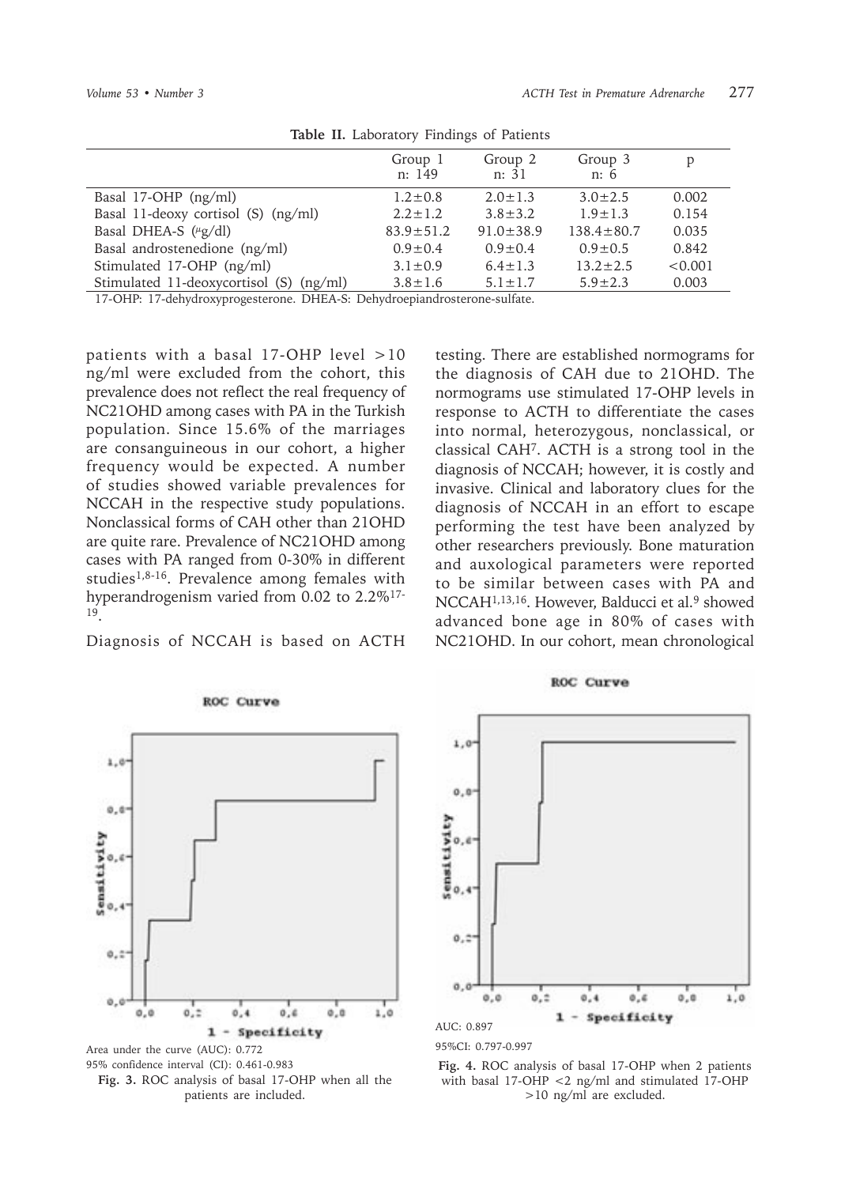**Table II.** Laboratory Findings of Patients

| | Group 1 n: 149 | Group 2 n: 31 | Group 3 n: 6 | p |
|---|---|---|---|---|
| Basal 17-OHP (ng/ml) | 1.2±0.8 | 2.0±1.3 | 3.0±2.5 | 0.002 |
| Basal 11-deoxy cortisol (S) (ng/ml) | 2.2±1.2 | 3.8±3.2 | 1.9±1.3 | 0.154 |
| Basal DHEA-S (μg/dl) | 83.9±51.2 | 91.0±38.9 | 138.4±80.7 | 0.035 |
| Basal androstenedione (ng/ml) | 0.9±0.4 | 0.9±0.4 | 0.9±0.5 | 0.842 |
| Stimulated 17-OHP (ng/ml) | 3.1±0.9 | 6.4±1.3 | 13.2±2.5 | <0.001 |
| Stimulated 11-deoxycortisol (S) (ng/ml) | 3.8±1.6 | 5.1±1.7 | 5.9±2.3 | 0.003 |

17-OHP: 17-dehydroxyprogesterone. DHEA-S: Dehydroepiandrosterone-sulfate.

patients with a basal 17-OHP level >10 ng/ml were excluded from the cohort, this prevalence does not reflect the real frequency of NC21OHD among cases with PA in the Turkish population. Since 15.6% of the marriages are consanguineous in our cohort, a higher frequency would be expected. A number of studies showed variable prevalences for NCCAH in the respective study populations. Nonclassical forms of CAH other than 21OHD are quite rare. Prevalence of NC21OHD among cases with PA ranged from 0-30% in different studies[1,8-16]. Prevalence among females with hyperandrogenism varied from 0.02 to 2.2%[17-19].

Diagnosis of NCCAH is based on ACTH testing. There are established normograms for the diagnosis of CAH due to 21OHD. The normograms use stimulated 17-OHP levels in response to ACTH to differentiate the cases into normal, heterozygous, nonclassical, or classical CAH[7]. ACTH is a strong tool in the diagnosis of NCCAH; however, it is costly and invasive. Clinical and laboratory clues for the diagnosis of NCCAH in an effort to escape performing the test have been analyzed by other researchers previously. Bone maturation and auxological parameters were reported to be similar between cases with PA and NCCAH[1,13,16]. However, Balducci et al.[9] showed advanced bone age in 80% of cases with NC21OHD. In our cohort, mean chronological

Area under the curve (AUC): 0.772
95% confidence interval (CI): 0.461-0.983

**Fig. 3.** ROC analysis of basal 17-OHP when all the patients are included.

AUC: 0.897
95%CI: 0.797-0.997

**Fig. 4.** ROC analysis of basal 17-OHP when 2 patients with basal 17-OHP <2 ng/ml and stimulated 17-OHP >10 ng/ml are excluded.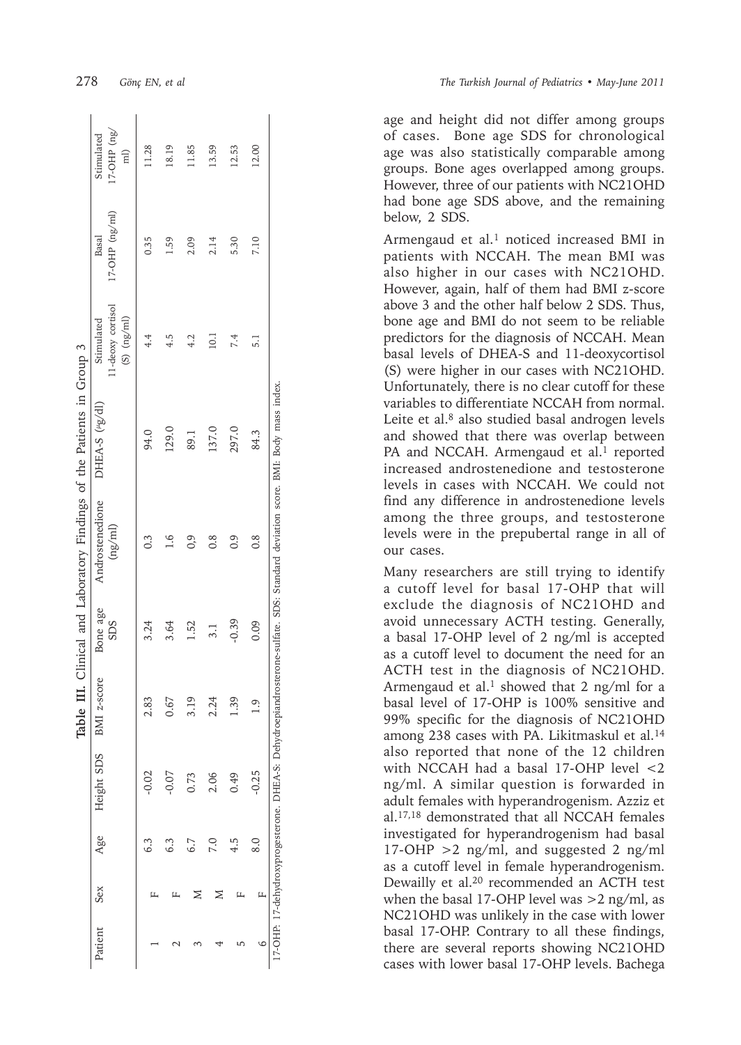**Table III.** Clinical and Laboratory Findings of the Patients in Group 3

| Patient | Sex | Age | Height SDS | BMI z-score | Bone age SDS | Androstenedione (ng/ml) | DHEA-S (μg/dl) | Stimulated 11-deoxy cortisol (S) (ng/ml) | Basal 17-OHP (ng/ml) | Stimulated 17-OHP (ng/ml) |
|---|---|---|---|---|---|---|---|---|---|---|
| 1 | F | 6.3 | -0.02 | 2.83 | 3.24 | 0.3 | 94.0 | 4.4 | 0.35 | 11.28 |
| 2 | F | 6.3 | -0.07 | 0.67 | 3.64 | 1.6 | 129.0 | 4.5 | 1.59 | 18.19 |
| 3 | M | 6.7 | 0.73 | 3.19 | 1.52 | 0,9 | 89.1 | 4.2 | 2.09 | 11.85 |
| 4 | M | 7.0 | 2.06 | 2.24 | 3.1 | 0.8 | 137.0 | 10.1 | 2.14 | 13.59 |
| 5 | F | 4.5 | 0.49 | 1.39 | -0.39 | 0.9 | 297.0 | 7.4 | 5.30 | 12.53 |
| 6 | F | 8.0 | -0.25 | 1.9 | 0.09 | 0.8 | 84.3 | 5.1 | 7.10 | 12.00 |

17-OHP: 17-dehydroxyprogesterone. DHEA-S: Dehydroepiandrosterone-sulfate. SDS: Standard deviation score. BMI: Body mass index.

age and height did not differ among groups of cases. Bone age SDS for chronological age was also statistically comparable among groups. Bone ages overlapped among groups. However, three of our patients with NC21OHD had bone age SDS above, and the remaining below, 2 SDS.

Armengaud et al.[1] noticed increased BMI in patients with NCCAH. The mean BMI was also higher in our cases with NC21OHD. However, again, half of them had BMI z-score above 3 and the other half below 2 SDS. Thus, bone age and BMI do not seem to be reliable predictors for the diagnosis of NCCAH. Mean basal levels of DHEA-S and 11-deoxycortisol (S) were higher in our cases with NC21OHD. Unfortunately, there is no clear cutoff for these variables to differentiate NCCAH from normal. Leite et al.[8] also studied basal androgen levels and showed that there was overlap between PA and NCCAH. Armengaud et al.[1] reported increased androstenedione and testosterone levels in cases with NCCAH. We could not find any difference in androstenedione levels among the three groups, and testosterone levels were in the prepubertal range in all of our cases.

Many researchers are still trying to identify a cutoff level for basal 17-OHP that will exclude the diagnosis of NC21OHD and avoid unnecessary ACTH testing. Generally, a basal 17-OHP level of 2 ng/ml is accepted as a cutoff level to document the need for an ACTH test in the diagnosis of NC21OHD. Armengaud et al.[1] showed that 2 ng/ml for a basal level of 17-OHP is 100% sensitive and 99% specific for the diagnosis of NC21OHD among 238 cases with PA. Likitmaskul et al.[14] also reported that none of the 12 children with NCCAH had a basal 17-OHP level <2 ng/ml. A similar question is forwarded in adult females with hyperandrogenism. Azziz et al.[17,18] demonstrated that all NCCAH females investigated for hyperandrogenism had basal 17-OHP >2 ng/ml, and suggested 2 ng/ml as a cutoff level in female hyperandrogenism. Dewailly et al.[20] recommended an ACTH test when the basal 17-OHP level was >2 ng/ml, as NC21OHD was unlikely in the case with lower basal 17-OHP. Contrary to all these findings, there are several reports showing NC21OHD cases with lower basal 17-OHP levels. Bachega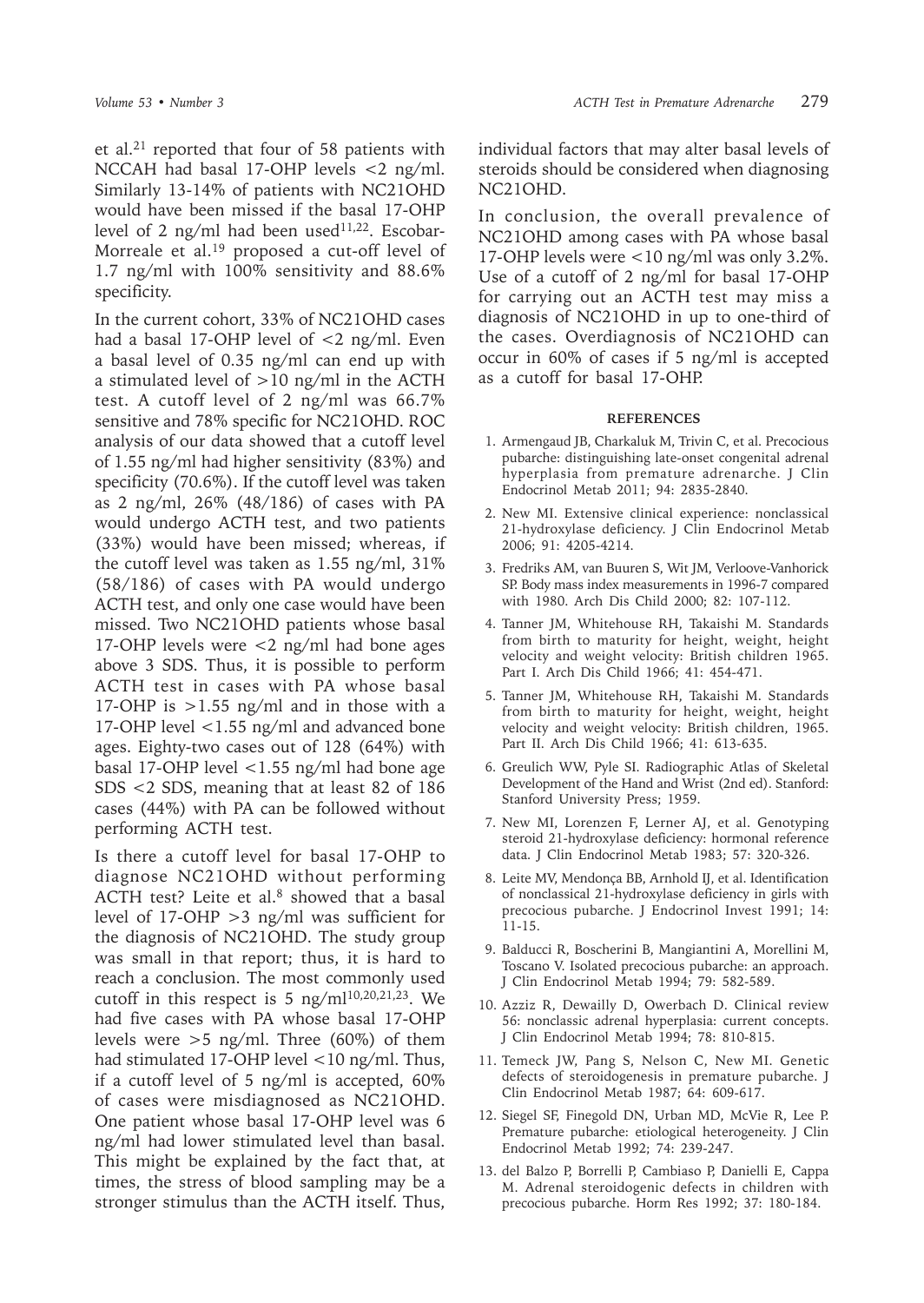et al.[21] reported that four of 58 patients with NCCAH had basal 17-OHP levels <2 ng/ml. Similarly 13-14% of patients with NC21OHD would have been missed if the basal 17-OHP level of 2 ng/ml had been used[11,22]. Escobar-Morreale et al.[19] proposed a cut-off level of 1.7 ng/ml with 100% sensitivity and 88.6% specificity.

In the current cohort, 33% of NC21OHD cases had a basal 17-OHP level of <2 ng/ml. Even a basal level of 0.35 ng/ml can end up with a stimulated level of >10 ng/ml in the ACTH test. A cutoff level of 2 ng/ml was 66.7% sensitive and 78% specific for NC21OHD. ROC analysis of our data showed that a cutoff level of 1.55 ng/ml had higher sensitivity (83%) and specificity (70.6%). If the cutoff level was taken as 2 ng/ml, 26% (48/186) of cases with PA would undergo ACTH test, and two patients (33%) would have been missed; whereas, if the cutoff level was taken as 1.55 ng/ml, 31% (58/186) of cases with PA would undergo ACTH test, and only one case would have been missed. Two NC21OHD patients whose basal 17-OHP levels were <2 ng/ml had bone ages above 3 SDS. Thus, it is possible to perform ACTH test in cases with PA whose basal 17-OHP is >1.55 ng/ml and in those with a 17-OHP level <1.55 ng/ml and advanced bone ages. Eighty-two cases out of 128 (64%) with basal 17-OHP level <1.55 ng/ml had bone age SDS <2 SDS, meaning that at least 82 of 186 cases (44%) with PA can be followed without performing ACTH test.

Is there a cutoff level for basal 17-OHP to diagnose NC21OHD without performing ACTH test? Leite et al.[8] showed that a basal level of 17-OHP >3 ng/ml was sufficient for the diagnosis of NC21OHD. The study group was small in that report; thus, it is hard to reach a conclusion. The most commonly used cutoff in this respect is 5 ng/ml[10,20,21,23]. We had five cases with PA whose basal 17-OHP levels were >5 ng/ml. Three (60%) of them had stimulated 17-OHP level <10 ng/ml. Thus, if a cutoff level of 5 ng/ml is accepted, 60% of cases were misdiagnosed as NC21OHD. One patient whose basal 17-OHP level was 6 ng/ml had lower stimulated level than basal. This might be explained by the fact that, at times, the stress of blood sampling may be a stronger stimulus than the ACTH itself. Thus, individual factors that may alter basal levels of steroids should be considered when diagnosing NC21OHD.

In conclusion, the overall prevalence of NC21OHD among cases with PA whose basal 17-OHP levels were <10 ng/ml was only 3.2%. Use of a cutoff of 2 ng/ml for basal 17-OHP for carrying out an ACTH test may miss a diagnosis of NC21OHD in up to one-third of the cases. Overdiagnosis of NC21OHD can occur in 60% of cases if 5 ng/ml is accepted as a cutoff for basal 17-OHP.

## REFERENCES

1. Armengaud JB, Charkaluk M, Trivin C, et al. Precocious pubarche: distinguishing late-onset congenital adrenal hyperplasia from premature adrenarche. J Clin Endocrinol Metab 2011; 94: 2835-2840.
2. New MI. Extensive clinical experience: nonclassical 21-hydroxylase deficiency. J Clin Endocrinol Metab 2006; 91: 4205-4214.
3. Fredriks AM, van Buuren S, Wit JM, Verloove-Vanhorick SP. Body mass index measurements in 1996-7 compared with 1980. Arch Dis Child 2000; 82: 107-112.
4. Tanner JM, Whitehouse RH, Takaishi M. Standards from birth to maturity for height, weight, height velocity and weight velocity: British children 1965. Part I. Arch Dis Child 1966; 41: 454-471.
5. Tanner JM, Whitehouse RH, Takaishi M. Standards from birth to maturity for height, weight, height velocity and weight velocity: British children, 1965. Part II. Arch Dis Child 1966; 41: 613-635.
6. Greulich WW, Pyle SI. Radiographic Atlas of Skeletal Development of the Hand and Wrist (2nd ed). Stanford: Stanford University Press; 1959.
7. New MI, Lorenzen F, Lerner AJ, et al. Genotyping steroid 21-hydroxylase deficiency: hormonal reference data. J Clin Endocrinol Metab 1983; 57: 320-326.
8. Leite MV, Mendonça BB, Arnhold IJ, et al. Identification of nonclassical 21-hydroxylase deficiency in girls with precocious pubarche. J Endocrinol Invest 1991; 14: 11-15.
9. Balducci R, Boscherini B, Mangiantini A, Morellini M, Toscano V. Isolated precocious pubarche: an approach. J Clin Endocrinol Metab 1994; 79: 582-589.
10. Azziz R, Dewailly D, Owerbach D. Clinical review 56: nonclassic adrenal hyperplasia: current concepts. J Clin Endocrinol Metab 1994; 78: 810-815.
11. Temeck JW, Pang S, Nelson C, New MI. Genetic defects of steroidogenesis in premature pubarche. J Clin Endocrinol Metab 1987; 64: 609-617.
12. Siegel SF, Finegold DN, Urban MD, McVie R, Lee P. Premature pubarche: etiological heterogeneity. J Clin Endocrinol Metab 1992; 74: 239-247.
13. del Balzo P, Borrelli P, Cambiaso P, Danielli E, Cappa M. Adrenal steroidogenic defects in children with precocious pubarche. Horm Res 1992; 37: 180-184.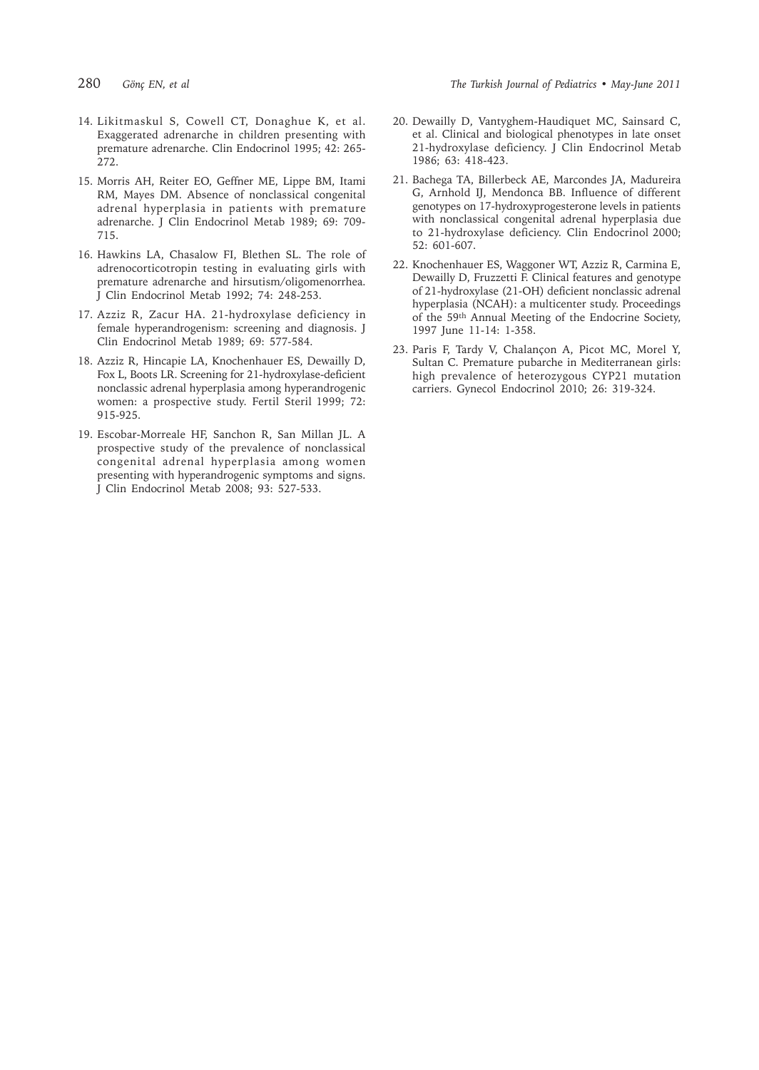14. Likitmaskul S, Cowell CT, Donaghue K, et al. Exaggerated adrenarche in children presenting with premature adrenarche. Clin Endocrinol 1995; 42: 265-272.
15. Morris AH, Reiter EO, Geffner ME, Lippe BM, Itami RM, Mayes DM. Absence of nonclassical congenital adrenal hyperplasia in patients with premature adrenarche. J Clin Endocrinol Metab 1989; 69: 709-715.
16. Hawkins LA, Chasalow FI, Blethen SL. The role of adrenocorticotropin testing in evaluating girls with premature adrenarche and hirsutism/oligomenorrhea. J Clin Endocrinol Metab 1992; 74: 248-253.
17. Azziz R, Zacur HA. 21-hydroxylase deficiency in female hyperandrogenism: screening and diagnosis. J Clin Endocrinol Metab 1989; 69: 577-584.
18. Azziz R, Hincapie LA, Knochenhauer ES, Dewailly D, Fox L, Boots LR. Screening for 21-hydroxylase-deficient nonclassic adrenal hyperplasia among hyperandrogenic women: a prospective study. Fertil Steril 1999; 72: 915-925.
19. Escobar-Morreale HF, Sanchon R, San Millan JL. A prospective study of the prevalence of nonclassical congenital adrenal hyperplasia among women presenting with hyperandrogenic symptoms and signs. J Clin Endocrinol Metab 2008; 93: 527-533.
20. Dewailly D, Vantyghem-Haudiquet MC, Sainsard C, et al. Clinical and biological phenotypes in late onset 21-hydroxylase deficiency. J Clin Endocrinol Metab 1986; 63: 418-423.
21. Bachega TA, Billerbeck AE, Marcondes JA, Madureira G, Arnhold IJ, Mendonca BB. Influence of different genotypes on 17-hydroxyprogesterone levels in patients with nonclassical congenital adrenal hyperplasia due to 21-hydroxylase deficiency. Clin Endocrinol 2000; 52: 601-607.
22. Knochenhauer ES, Waggoner WT, Azziz R, Carmina E, Dewailly D, Fruzzetti F. Clinical features and genotype of 21-hydroxylase (21-OH) deficient nonclassic adrenal hyperplasia (NCAH): a multicenter study. Proceedings of the 59th Annual Meeting of the Endocrine Society, 1997 June 11-14: 1-358.
23. Paris F, Tardy V, Chalançon A, Picot MC, Morel Y, Sultan C. Premature pubarche in Mediterranean girls: high prevalence of heterozygous CYP21 mutation carriers. Gynecol Endocrinol 2010; 26: 319-324.